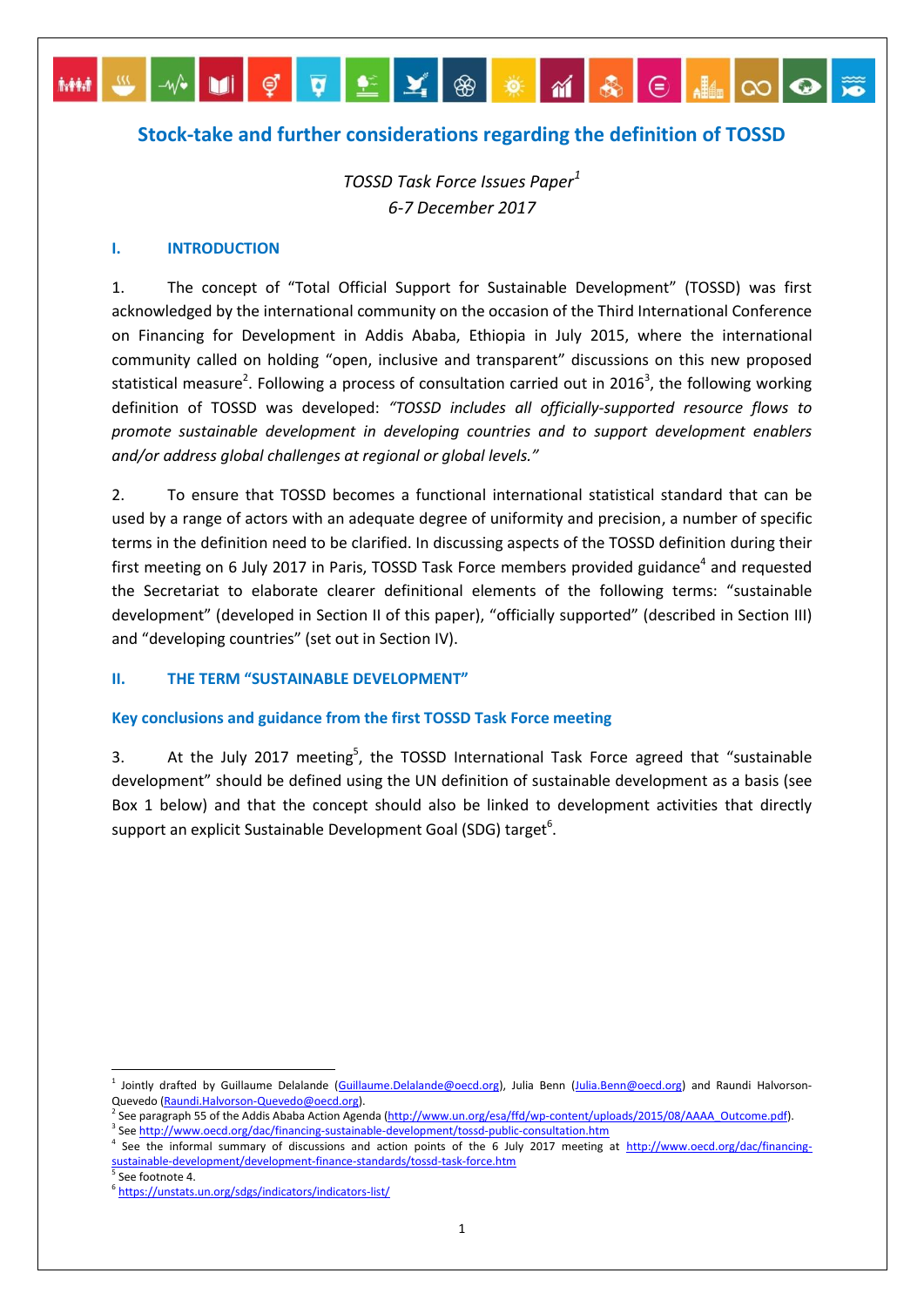# Stock-take and further considerations regarding the definition of TOSSD

*TOSSD Task Force Issues Paper*[1]
*6-7 December 2017*

## I. INTRODUCTION

1. The concept of "Total Official Support for Sustainable Development" (TOSSD) was first acknowledged by the international community on the occasion of the Third International Conference on Financing for Development in Addis Ababa, Ethiopia in July 2015, where the international community called on holding "open, inclusive and transparent" discussions on this new proposed statistical measure[2]. Following a process of consultation carried out in 2016[3], the following working definition of TOSSD was developed: *"TOSSD includes all officially-supported resource flows to promote sustainable development in developing countries and to support development enablers and/or address global challenges at regional or global levels."*

2. To ensure that TOSSD becomes a functional international statistical standard that can be used by a range of actors with an adequate degree of uniformity and precision, a number of specific terms in the definition need to be clarified. In discussing aspects of the TOSSD definition during their first meeting on 6 July 2017 in Paris, TOSSD Task Force members provided guidance[4] and requested the Secretariat to elaborate clearer definitional elements of the following terms: "sustainable development" (developed in Section II of this paper), "officially supported" (described in Section III) and "developing countries" (set out in Section IV).

## II. THE TERM "SUSTAINABLE DEVELOPMENT"

### Key conclusions and guidance from the first TOSSD Task Force meeting

3. At the July 2017 meeting[5], the TOSSD International Task Force agreed that "sustainable development" should be defined using the UN definition of sustainable development as a basis (see Box 1 below) and that the concept should also be linked to development activities that directly support an explicit Sustainable Development Goal (SDG) target[6].

---

[1] Jointly drafted by Guillaume Delalande (Guillaume.Delalande@oecd.org), Julia Benn (Julia.Benn@oecd.org) and Raundi Halvorson-Quevedo (Raundi.Halvorson-Quevedo@oecd.org).

[2] See paragraph 55 of the Addis Ababa Action Agenda (http://www.un.org/esa/ffd/wp-content/uploads/2015/08/AAAA_Outcome.pdf).

[3] See http://www.oecd.org/dac/financing-sustainable-development/tossd-public-consultation.htm

[4] See the informal summary of discussions and action points of the 6 July 2017 meeting at http://www.oecd.org/dac/financing-sustainable-development/development-finance-standards/tossd-task-force.htm

[5] See footnote 4.

[6] https://unstats.un.org/sdgs/indicators/indicators-list/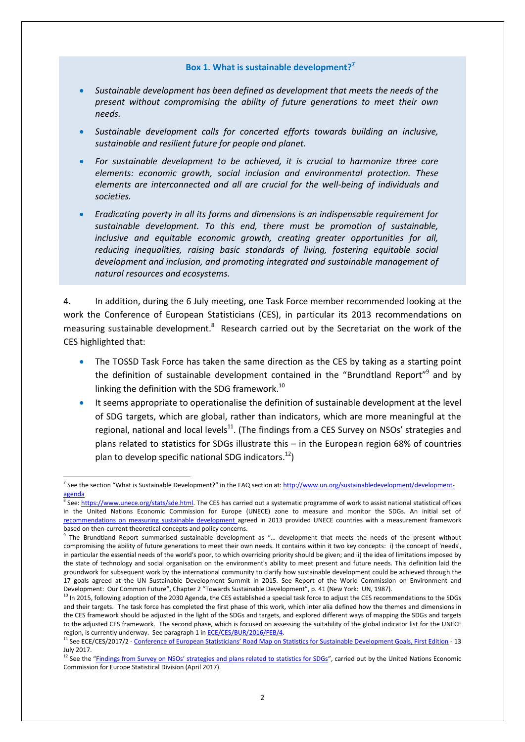### Box 1. What is sustainable development?[7]

- *Sustainable development has been defined as development that meets the needs of the present without compromising the ability of future generations to meet their own needs.*
- *Sustainable development calls for concerted efforts towards building an inclusive, sustainable and resilient future for people and planet.*
- *For sustainable development to be achieved, it is crucial to harmonize three core elements: economic growth, social inclusion and environmental protection. These elements are interconnected and all are crucial for the well-being of individuals and societies.*
- *Eradicating poverty in all its forms and dimensions is an indispensable requirement for sustainable development. To this end, there must be promotion of sustainable, inclusive and equitable economic growth, creating greater opportunities for all, reducing inequalities, raising basic standards of living, fostering equitable social development and inclusion, and promoting integrated and sustainable management of natural resources and ecosystems.*

4. In addition, during the 6 July meeting, one Task Force member recommended looking at the work the Conference of European Statisticians (CES), in particular its 2013 recommendations on measuring sustainable development.[8] Research carried out by the Secretariat on the work of the CES highlighted that:

- The TOSSD Task Force has taken the same direction as the CES by taking as a starting point the definition of sustainable development contained in the "Brundtland Report"[9] and by linking the definition with the SDG framework.[10]
- It seems appropriate to operationalise the definition of sustainable development at the level of SDG targets, which are global, rather than indicators, which are more meaningful at the regional, national and local levels[11]. (The findings from a CES Survey on NSOs' strategies and plans related to statistics for SDGs illustrate this – in the European region 68% of countries plan to develop specific national SDG indicators.[12])

---

[7] See the section "What is Sustainable Development?" in the FAQ section at: http://www.un.org/sustainabledevelopment/development-agenda

[8] See: https://www.unece.org/stats/sde.html. The CES has carried out a systematic programme of work to assist national statistical offices in the United Nations Economic Commission for Europe (UNECE) zone to measure and monitor the SDGs. An initial set of recommendations on measuring sustainable development agreed in 2013 provided UNECE countries with a measurement framework based on then-current theoretical concepts and policy concerns.

[9] The Brundtland Report summarised sustainable development as "… development that meets the needs of the present without compromising the ability of future generations to meet their own needs. It contains within it two key concepts: i) the concept of 'needs', in particular the essential needs of the world's poor, to which overriding priority should be given; and ii) the idea of limitations imposed by the state of technology and social organisation on the environment's ability to meet present and future needs. This definition laid the groundwork for subsequent work by the international community to clarify how sustainable development could be achieved through the 17 goals agreed at the UN Sustainable Development Summit in 2015. See Report of the World Commission on Environment and Development: Our Common Future", Chapter 2 "Towards Sustainable Development", p. 41 (New York: UN, 1987).

[10] In 2015, following adoption of the 2030 Agenda, the CES established a special task force to adjust the CES recommendations to the SDGs and their targets. The task force has completed the first phase of this work, which inter alia defined how the themes and dimensions in the CES framework should be adjusted in the light of the SDGs and targets, and explored different ways of mapping the SDGs and targets to the adjusted CES framework. The second phase, which is focused on assessing the suitability of the global indicator list for the UNECE region, is currently underway. See paragraph 1 in ECE/CES/BUR/2016/FEB/4.

[11] See ECE/CES/2017/2 - Conference of European Statisticians' Road Map on Statistics for Sustainable Development Goals, First Edition - 13 July 2017.

[12] See the "Findings from Survey on NSOs' strategies and plans related to statistics for SDGs", carried out by the United Nations Economic Commission for Europe Statistical Division (April 2017).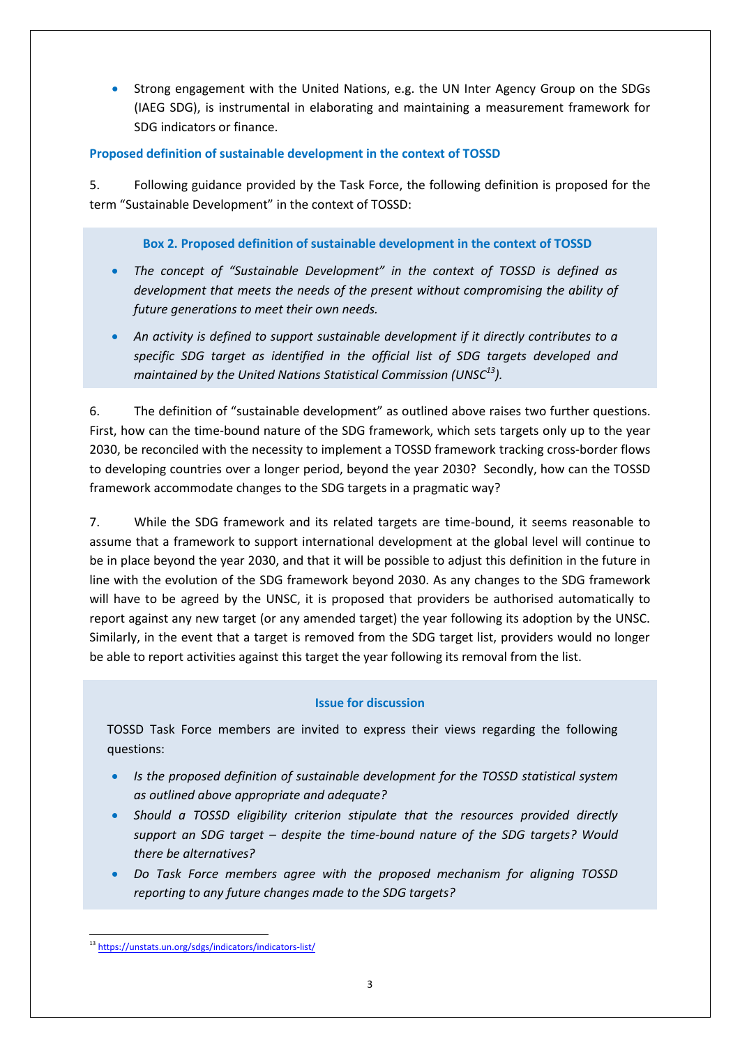- Strong engagement with the United Nations, e.g. the UN Inter Agency Group on the SDGs (IAEG SDG), is instrumental in elaborating and maintaining a measurement framework for SDG indicators or finance.

### Proposed definition of sustainable development in the context of TOSSD

5. Following guidance provided by the Task Force, the following definition is proposed for the term "Sustainable Development" in the context of TOSSD:

> **Box 2. Proposed definition of sustainable development in the context of TOSSD**
>
> - *The concept of "Sustainable Development" in the context of TOSSD is defined as development that meets the needs of the present without compromising the ability of future generations to meet their own needs.*
> - *An activity is defined to support sustainable development if it directly contributes to a specific SDG target as identified in the official list of SDG targets developed and maintained by the United Nations Statistical Commission (UNSC[13]).*

6. The definition of "sustainable development" as outlined above raises two further questions. First, how can the time-bound nature of the SDG framework, which sets targets only up to the year 2030, be reconciled with the necessity to implement a TOSSD framework tracking cross-border flows to developing countries over a longer period, beyond the year 2030? Secondly, how can the TOSSD framework accommodate changes to the SDG targets in a pragmatic way?

7. While the SDG framework and its related targets are time-bound, it seems reasonable to assume that a framework to support international development at the global level will continue to be in place beyond the year 2030, and that it will be possible to adjust this definition in the future in line with the evolution of the SDG framework beyond 2030. As any changes to the SDG framework will have to be agreed by the UNSC, it is proposed that providers be authorised automatically to report against any new target (or any amended target) the year following its adoption by the UNSC. Similarly, in the event that a target is removed from the SDG target list, providers would no longer be able to report activities against this target the year following its removal from the list.

> **Issue for discussion**
>
> TOSSD Task Force members are invited to express their views regarding the following questions:
>
> - *Is the proposed definition of sustainable development for the TOSSD statistical system as outlined above appropriate and adequate?*
> - *Should a TOSSD eligibility criterion stipulate that the resources provided directly support an SDG target – despite the time-bound nature of the SDG targets? Would there be alternatives?*
> - *Do Task Force members agree with the proposed mechanism for aligning TOSSD reporting to any future changes made to the SDG targets?*

[13] https://unstats.un.org/sdgs/indicators/indicators-list/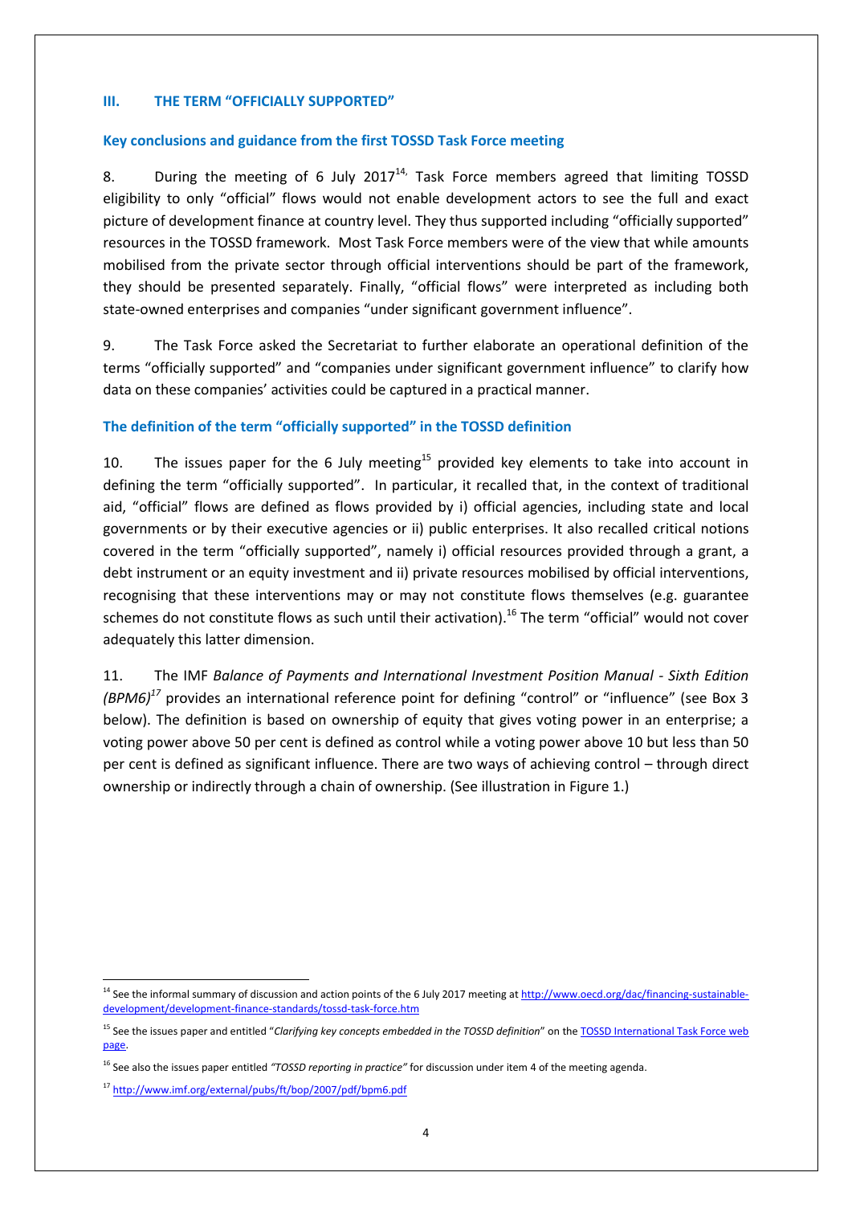## III. THE TERM "OFFICIALLY SUPPORTED"

### Key conclusions and guidance from the first TOSSD Task Force meeting

8. During the meeting of 6 July 2017[14], Task Force members agreed that limiting TOSSD eligibility to only "official" flows would not enable development actors to see the full and exact picture of development finance at country level. They thus supported including "officially supported" resources in the TOSSD framework. Most Task Force members were of the view that while amounts mobilised from the private sector through official interventions should be part of the framework, they should be presented separately. Finally, "official flows" were interpreted as including both state-owned enterprises and companies "under significant government influence".

9. The Task Force asked the Secretariat to further elaborate an operational definition of the terms "officially supported" and "companies under significant government influence" to clarify how data on these companies' activities could be captured in a practical manner.

### The definition of the term "officially supported" in the TOSSD definition

10. The issues paper for the 6 July meeting[15] provided key elements to take into account in defining the term "officially supported". In particular, it recalled that, in the context of traditional aid, "official" flows are defined as flows provided by i) official agencies, including state and local governments or by their executive agencies or ii) public enterprises. It also recalled critical notions covered in the term "officially supported", namely i) official resources provided through a grant, a debt instrument or an equity investment and ii) private resources mobilised by official interventions, recognising that these interventions may or may not constitute flows themselves (e.g. guarantee schemes do not constitute flows as such until their activation).[16] The term "official" would not cover adequately this latter dimension.

11. The IMF *Balance of Payments and International Investment Position Manual - Sixth Edition (BPM6)*[17] provides an international reference point for defining "control" or "influence" (see Box 3 below). The definition is based on ownership of equity that gives voting power in an enterprise; a voting power above 50 per cent is defined as control while a voting power above 10 but less than 50 per cent is defined as significant influence. There are two ways of achieving control – through direct ownership or indirectly through a chain of ownership. (See illustration in Figure 1.)

---

[14] See the informal summary of discussion and action points of the 6 July 2017 meeting at http://www.oecd.org/dac/financing-sustainable-development/development-finance-standards/tossd-task-force.htm

[15] See the issues paper and entitled "*Clarifying key concepts embedded in the TOSSD definition*" on the TOSSD International Task Force web page.

[16] See also the issues paper entitled *"TOSSD reporting in practice"* for discussion under item 4 of the meeting agenda.

[17] http://www.imf.org/external/pubs/ft/bop/2007/pdf/bpm6.pdf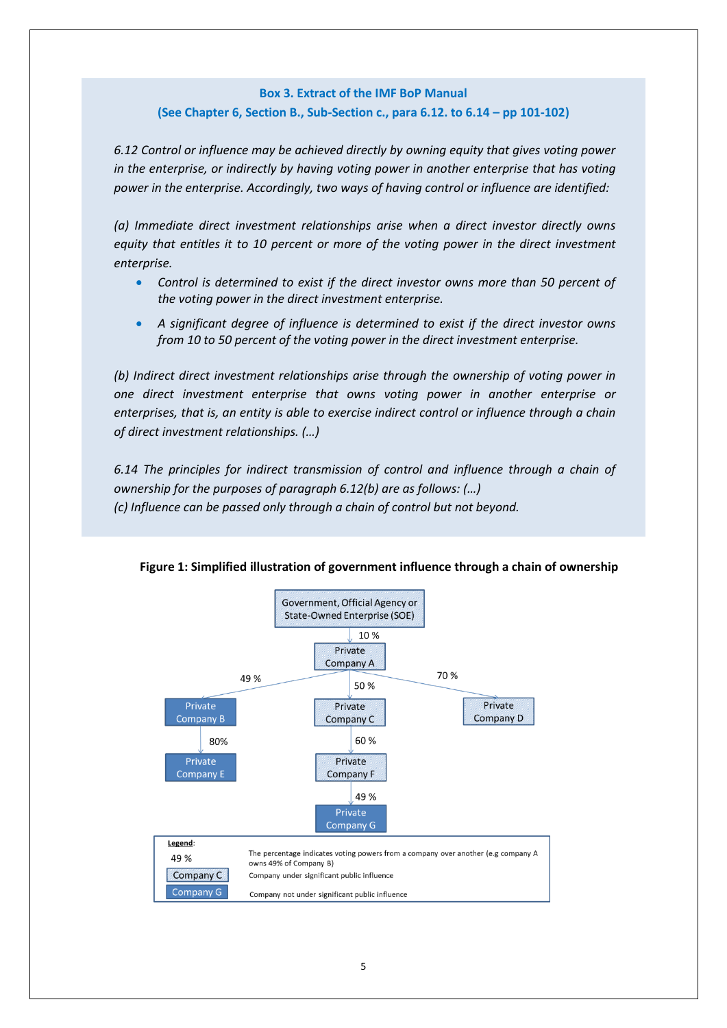**Box 3. Extract of the IMF BoP Manual**
**(See Chapter 6, Section B., Sub-Section c., para 6.12. to 6.14 – pp 101-102)**

*6.12 Control or influence may be achieved directly by owning equity that gives voting power in the enterprise, or indirectly by having voting power in another enterprise that has voting power in the enterprise. Accordingly, two ways of having control or influence are identified:*

*(a) Immediate direct investment relationships arise when a direct investor directly owns equity that entitles it to 10 percent or more of the voting power in the direct investment enterprise.*

- *Control is determined to exist if the direct investor owns more than 50 percent of the voting power in the direct investment enterprise.*
- *A significant degree of influence is determined to exist if the direct investor owns from 10 to 50 percent of the voting power in the direct investment enterprise.*

*(b) Indirect direct investment relationships arise through the ownership of voting power in one direct investment enterprise that owns voting power in another enterprise or enterprises, that is, an entity is able to exercise indirect control or influence through a chain of direct investment relationships. (…)*

*6.14 The principles for indirect transmission of control and influence through a chain of ownership for the purposes of paragraph 6.12(b) are as follows: (…)*
*(c) Influence can be passed only through a chain of control but not beyond.*

**Figure 1: Simplified illustration of government influence through a chain of ownership**

- Government, Official Agency or State-Owned Enterprise (SOE) → 10 % → Private Company A
  - Private Company A → 49 % → Private Company B
    - Private Company B → 80% → Private Company E
  - Private Company A → 50 % → Private Company C
    - Private Company C → 60 % → Private Company F
      - Private Company F → 49 % → Private Company G
  - Private Company A → 70 % → Private Company D

Legend:

| | |
|---|---|
| 49 % | The percentage indicates voting powers from a company over another (e.g company A owns 49% of Company B) |
| Company C | Company under significant public influence |
| Company G | Company not under significant public influence |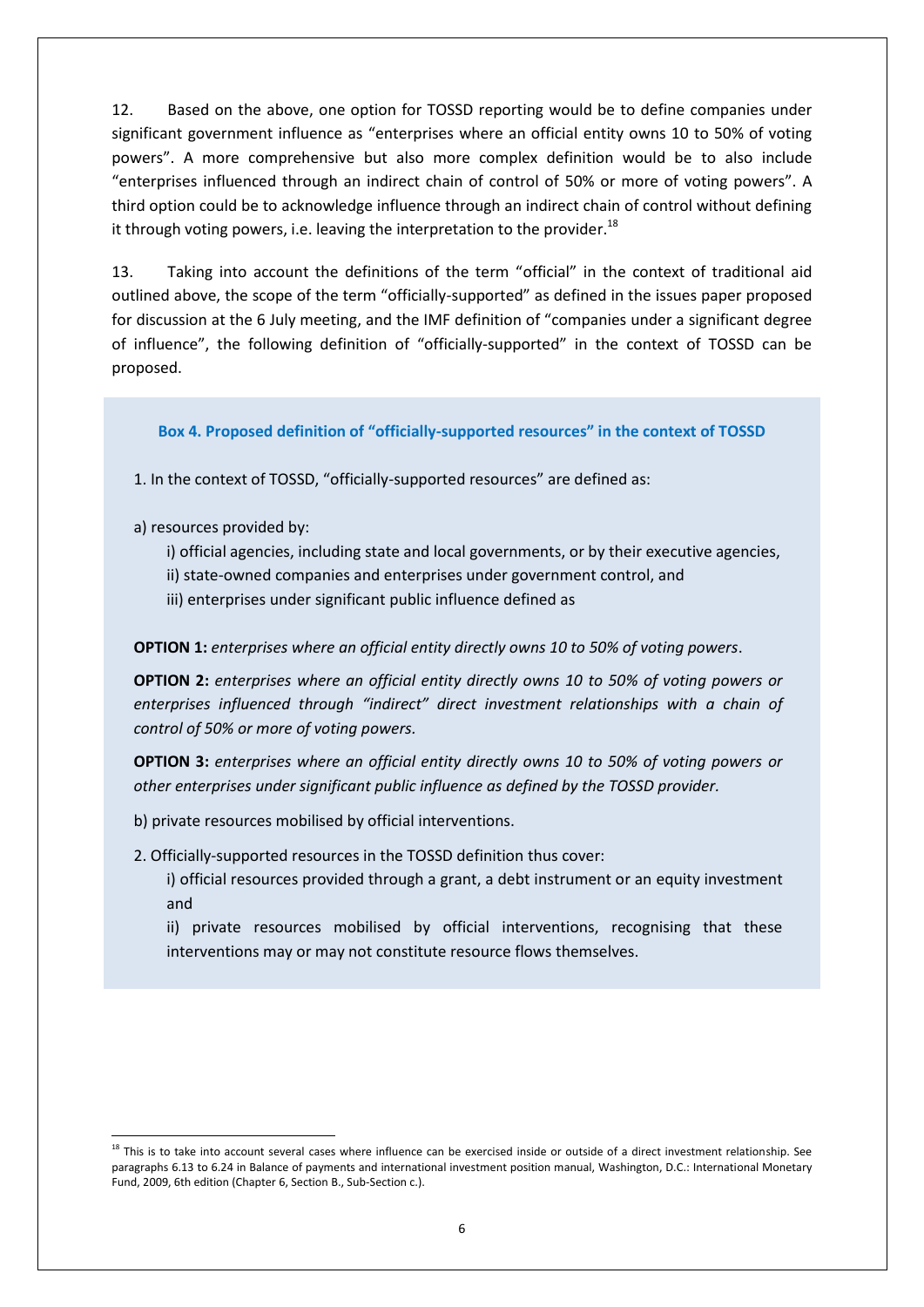12. Based on the above, one option for TOSSD reporting would be to define companies under significant government influence as "enterprises where an official entity owns 10 to 50% of voting powers". A more comprehensive but also more complex definition would be to also include "enterprises influenced through an indirect chain of control of 50% or more of voting powers". A third option could be to acknowledge influence through an indirect chain of control without defining it through voting powers, i.e. leaving the interpretation to the provider.[18]

13. Taking into account the definitions of the term "official" in the context of traditional aid outlined above, the scope of the term "officially-supported" as defined in the issues paper proposed for discussion at the 6 July meeting, and the IMF definition of "companies under a significant degree of influence", the following definition of "officially-supported" in the context of TOSSD can be proposed.

### Box 4. Proposed definition of "officially-supported resources" in the context of TOSSD

1. In the context of TOSSD, "officially-supported resources" are defined as:

a) resources provided by:

- i) official agencies, including state and local governments, or by their executive agencies,
- ii) state-owned companies and enterprises under government control, and
- iii) enterprises under significant public influence defined as

**OPTION 1:** *enterprises where an official entity directly owns 10 to 50% of voting powers*.

**OPTION 2:** *enterprises where an official entity directly owns 10 to 50% of voting powers or enterprises influenced through "indirect" direct investment relationships with a chain of control of 50% or more of voting powers.*

**OPTION 3:** *enterprises where an official entity directly owns 10 to 50% of voting powers or other enterprises under significant public influence as defined by the TOSSD provider.*

b) private resources mobilised by official interventions.

2. Officially-supported resources in the TOSSD definition thus cover:

- i) official resources provided through a grant, a debt instrument or an equity investment and
- ii) private resources mobilised by official interventions, recognising that these interventions may or may not constitute resource flows themselves.

[18] This is to take into account several cases where influence can be exercised inside or outside of a direct investment relationship. See paragraphs 6.13 to 6.24 in Balance of payments and international investment position manual, Washington, D.C.: International Monetary Fund, 2009, 6th edition (Chapter 6, Section B., Sub-Section c.).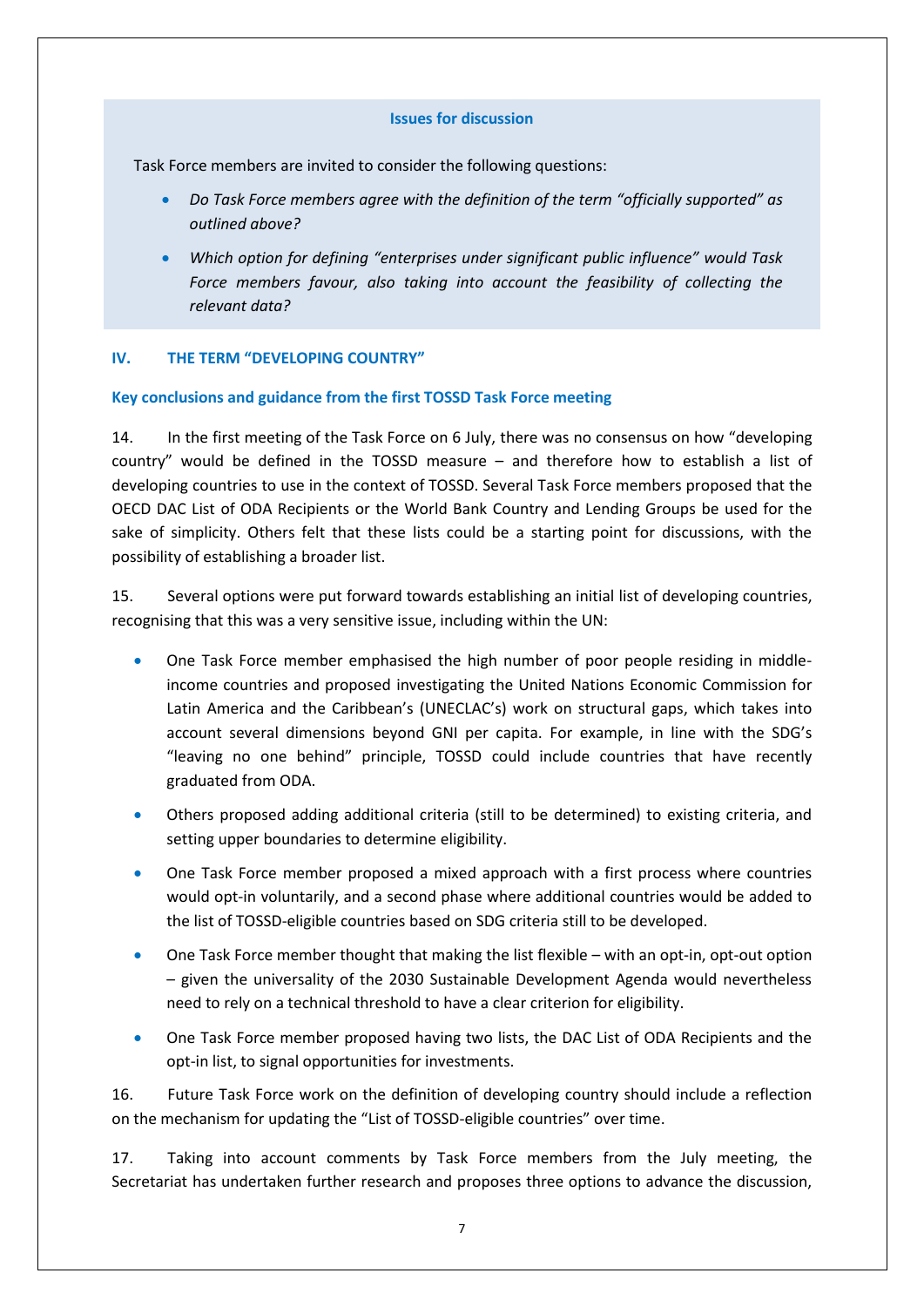**Issues for discussion**

Task Force members are invited to consider the following questions:

- *Do Task Force members agree with the definition of the term "officially supported" as outlined above?*
- *Which option for defining "enterprises under significant public influence" would Task Force members favour, also taking into account the feasibility of collecting the relevant data?*

## IV. THE TERM "DEVELOPING COUNTRY"

### Key conclusions and guidance from the first TOSSD Task Force meeting

14. In the first meeting of the Task Force on 6 July, there was no consensus on how "developing country" would be defined in the TOSSD measure – and therefore how to establish a list of developing countries to use in the context of TOSSD. Several Task Force members proposed that the OECD DAC List of ODA Recipients or the World Bank Country and Lending Groups be used for the sake of simplicity. Others felt that these lists could be a starting point for discussions, with the possibility of establishing a broader list.

15. Several options were put forward towards establishing an initial list of developing countries, recognising that this was a very sensitive issue, including within the UN:

- One Task Force member emphasised the high number of poor people residing in middle-income countries and proposed investigating the United Nations Economic Commission for Latin America and the Caribbean's (UNECLAC's) work on structural gaps, which takes into account several dimensions beyond GNI per capita. For example, in line with the SDG's "leaving no one behind" principle, TOSSD could include countries that have recently graduated from ODA.
- Others proposed adding additional criteria (still to be determined) to existing criteria, and setting upper boundaries to determine eligibility.
- One Task Force member proposed a mixed approach with a first process where countries would opt-in voluntarily, and a second phase where additional countries would be added to the list of TOSSD-eligible countries based on SDG criteria still to be developed.
- One Task Force member thought that making the list flexible – with an opt-in, opt-out option – given the universality of the 2030 Sustainable Development Agenda would nevertheless need to rely on a technical threshold to have a clear criterion for eligibility.
- One Task Force member proposed having two lists, the DAC List of ODA Recipients and the opt-in list, to signal opportunities for investments.

16. Future Task Force work on the definition of developing country should include a reflection on the mechanism for updating the "List of TOSSD-eligible countries" over time.

17. Taking into account comments by Task Force members from the July meeting, the Secretariat has undertaken further research and proposes three options to advance the discussion,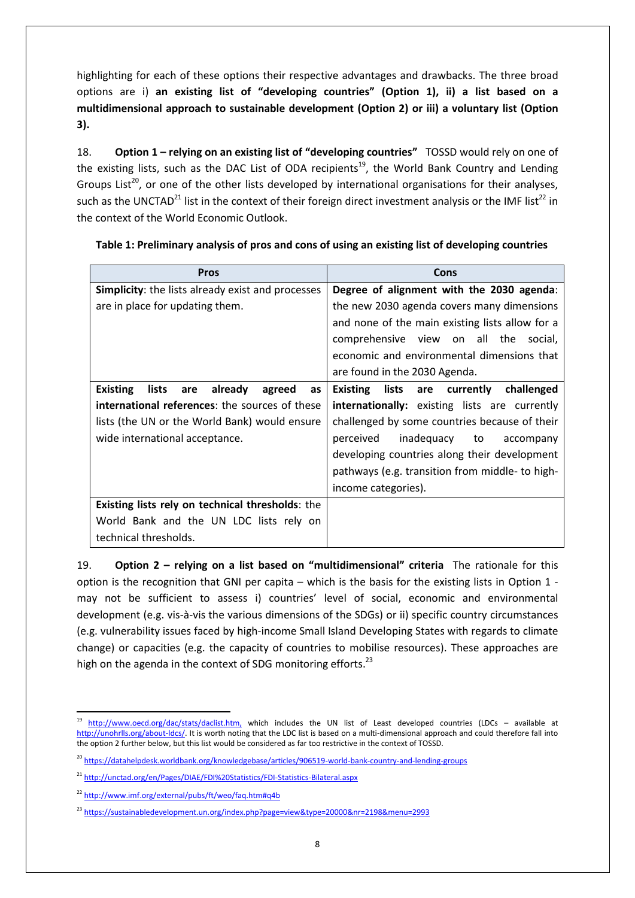highlighting for each of these options their respective advantages and drawbacks. The three broad options are i) **an existing list of "developing countries" (Option 1), ii) a list based on a multidimensional approach to sustainable development (Option 2) or iii) a voluntary list (Option 3).**

18. **Option 1 – relying on an existing list of "developing countries"** TOSSD would rely on one of the existing lists, such as the DAC List of ODA recipients[19], the World Bank Country and Lending Groups List[20], or one of the other lists developed by international organisations for their analyses, such as the UNCTAD[21] list in the context of their foreign direct investment analysis or the IMF list[22] in the context of the World Economic Outlook.

**Table 1: Preliminary analysis of pros and cons of using an existing list of developing countries**

| Pros | Cons |
|---|---|
| **Simplicity**: the lists already exist and processes are in place for updating them. | **Degree of alignment with the 2030 agenda**: the new 2030 agenda covers many dimensions and none of the main existing lists allow for a comprehensive view on all the social, economic and environmental dimensions that are found in the 2030 Agenda. |
| **Existing lists are already agreed as international references**: the sources of these lists (the UN or the World Bank) would ensure wide international acceptance. | **Existing lists are currently challenged internationally:** existing lists are currently challenged by some countries because of their perceived inadequacy to accompany developing countries along their development pathways (e.g. transition from middle- to high-income categories). |
| **Existing lists rely on technical thresholds**: the World Bank and the UN LDC lists rely on technical thresholds. | |

19. **Option 2 – relying on a list based on "multidimensional" criteria** The rationale for this option is the recognition that GNI per capita – which is the basis for the existing lists in Option 1 - may not be sufficient to assess i) countries' level of social, economic and environmental development (e.g. vis-à-vis the various dimensions of the SDGs) or ii) specific country circumstances (e.g. vulnerability issues faced by high-income Small Island Developing States with regards to climate change) or capacities (e.g. the capacity of countries to mobilise resources). These approaches are high on the agenda in the context of SDG monitoring efforts.[23]

---

[19] http://www.oecd.org/dac/stats/daclist.htm, which includes the UN list of Least developed countries (LDCs – available at http://unohrlls.org/about-ldcs/. It is worth noting that the LDC list is based on a multi-dimensional approach and could therefore fall into the option 2 further below, but this list would be considered as far too restrictive in the context of TOSSD.

[20] https://datahelpdesk.worldbank.org/knowledgebase/articles/906519-world-bank-country-and-lending-groups

[21] http://unctad.org/en/Pages/DIAE/FDI%20Statistics/FDI-Statistics-Bilateral.aspx

[22] http://www.imf.org/external/pubs/ft/weo/faq.htm#q4b

[23] https://sustainabledevelopment.un.org/index.php?page=view&type=20000&nr=2198&menu=2993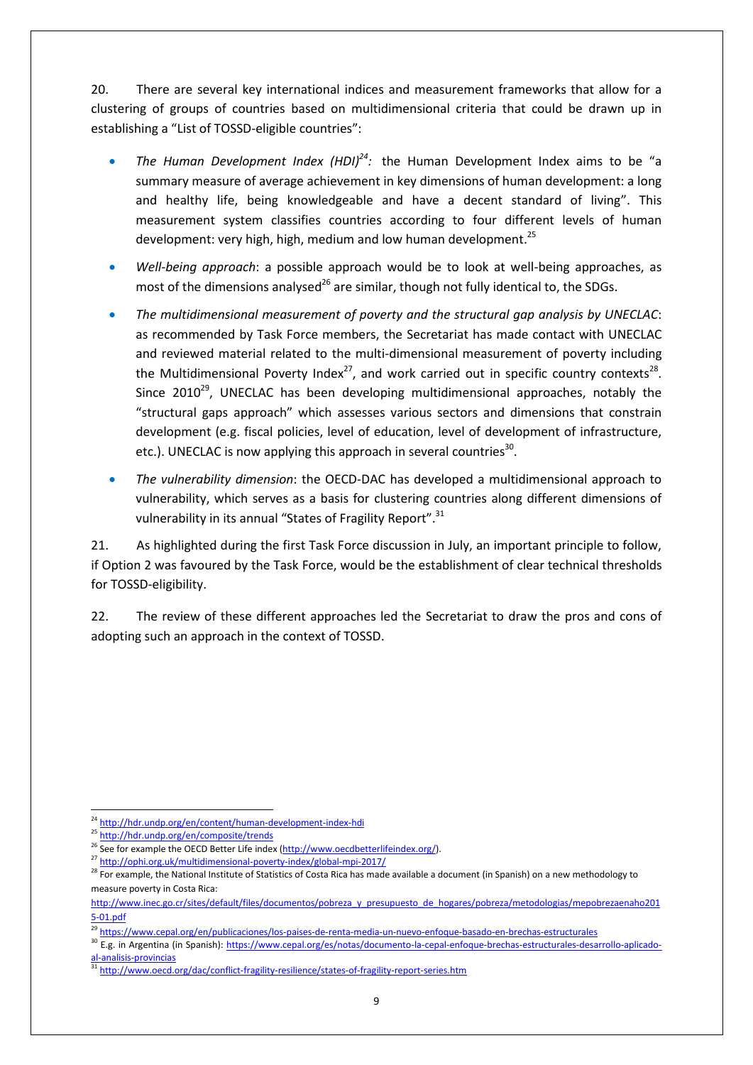20. There are several key international indices and measurement frameworks that allow for a clustering of groups of countries based on multidimensional criteria that could be drawn up in establishing a "List of TOSSD-eligible countries":

- *The Human Development Index (HDI)*[24]*:* the Human Development Index aims to be "a summary measure of average achievement in key dimensions of human development: a long and healthy life, being knowledgeable and have a decent standard of living". This measurement system classifies countries according to four different levels of human development: very high, high, medium and low human development.[25]
- *Well-being approach*: a possible approach would be to look at well-being approaches, as most of the dimensions analysed[26] are similar, though not fully identical to, the SDGs.
- *The multidimensional measurement of poverty and the structural gap analysis by UNECLAC*: as recommended by Task Force members, the Secretariat has made contact with UNECLAC and reviewed material related to the multi-dimensional measurement of poverty including the Multidimensional Poverty Index[27], and work carried out in specific country contexts[28]. Since 2010[29], UNECLAC has been developing multidimensional approaches, notably the "structural gaps approach" which assesses various sectors and dimensions that constrain development (e.g. fiscal policies, level of education, level of development of infrastructure, etc.). UNECLAC is now applying this approach in several countries[30].
- *The vulnerability dimension*: the OECD-DAC has developed a multidimensional approach to vulnerability, which serves as a basis for clustering countries along different dimensions of vulnerability in its annual "States of Fragility Report".[31]

21. As highlighted during the first Task Force discussion in July, an important principle to follow, if Option 2 was favoured by the Task Force, would be the establishment of clear technical thresholds for TOSSD-eligibility.

22. The review of these different approaches led the Secretariat to draw the pros and cons of adopting such an approach in the context of TOSSD.

---

[24] http://hdr.undp.org/en/content/human-development-index-hdi

[25] http://hdr.undp.org/en/composite/trends

[26] See for example the OECD Better Life index (http://www.oecdbetterlifeindex.org/).

[27] http://ophi.org.uk/multidimensional-poverty-index/global-mpi-2017/

[28] For example, the National Institute of Statistics of Costa Rica has made available a document (in Spanish) on a new methodology to measure poverty in Costa Rica: http://www.inec.go.cr/sites/default/files/documentos/pobreza_y_presupuesto_de_hogares/pobreza/metodologias/mepobrezaenaho2015-01.pdf

[29] https://www.cepal.org/en/publicaciones/los-paises-de-renta-media-un-nuevo-enfoque-basado-en-brechas-estructurales

[30] E.g. in Argentina (in Spanish): https://www.cepal.org/es/notas/documento-la-cepal-enfoque-brechas-estructurales-desarrollo-aplicado-al-analisis-provincias

[31] http://www.oecd.org/dac/conflict-fragility-resilience/states-of-fragility-report-series.htm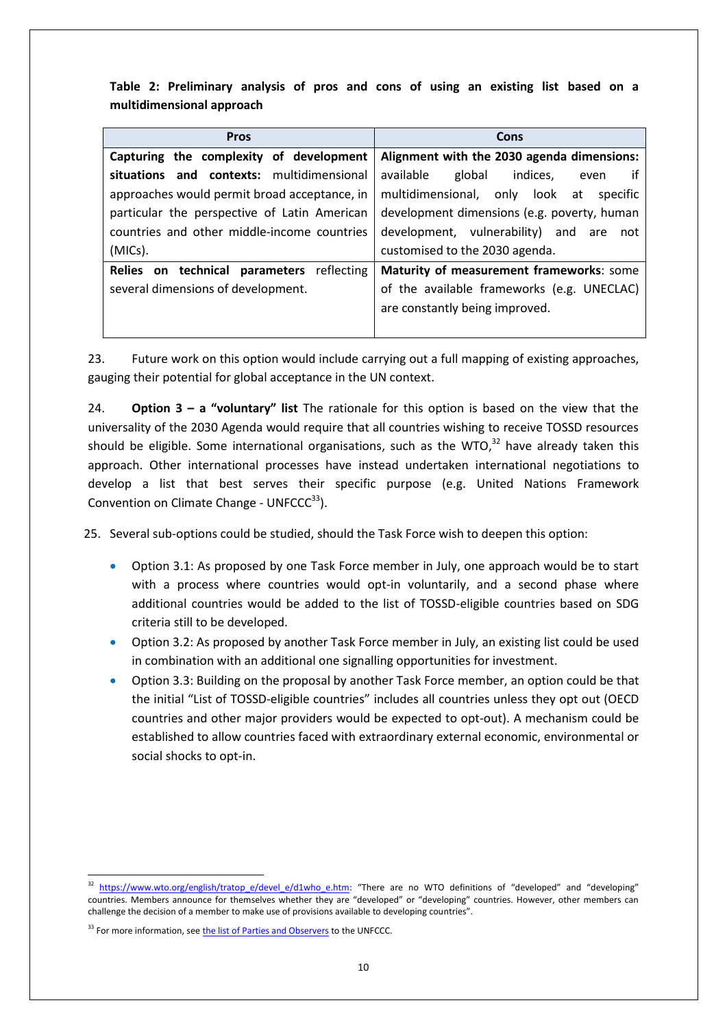**Table 2: Preliminary analysis of pros and cons of using an existing list based on a multidimensional approach**

| Pros | Cons |
|---|---|
| **Capturing the complexity of development situations and contexts:** multidimensional approaches would permit broad acceptance, in particular the perspective of Latin American countries and other middle-income countries (MICs). | **Alignment with the 2030 agenda dimensions:** available global indices, even if multidimensional, only look at specific development dimensions (e.g. poverty, human development, vulnerability) and are not customised to the 2030 agenda. |
| **Relies on technical parameters** reflecting several dimensions of development. | **Maturity of measurement frameworks**: some of the available frameworks (e.g. UNECLAC) are constantly being improved. |

23. Future work on this option would include carrying out a full mapping of existing approaches, gauging their potential for global acceptance in the UN context.

24. **Option 3 – a "voluntary" list** The rationale for this option is based on the view that the universality of the 2030 Agenda would require that all countries wishing to receive TOSSD resources should be eligible. Some international organisations, such as the WTO,[32] have already taken this approach. Other international processes have instead undertaken international negotiations to develop a list that best serves their specific purpose (e.g. United Nations Framework Convention on Climate Change - UNFCCC[33]).

25. Several sub-options could be studied, should the Task Force wish to deepen this option:

- Option 3.1: As proposed by one Task Force member in July, one approach would be to start with a process where countries would opt-in voluntarily, and a second phase where additional countries would be added to the list of TOSSD-eligible countries based on SDG criteria still to be developed.
- Option 3.2: As proposed by another Task Force member in July, an existing list could be used in combination with an additional one signalling opportunities for investment.
- Option 3.3: Building on the proposal by another Task Force member, an option could be that the initial "List of TOSSD-eligible countries" includes all countries unless they opt out (OECD countries and other major providers would be expected to opt-out). A mechanism could be established to allow countries faced with extraordinary external economic, environmental or social shocks to opt-in.

---

[32] https://www.wto.org/english/tratop_e/devel_e/d1who_e.htm: "There are no WTO definitions of "developed" and "developing" countries. Members announce for themselves whether they are "developed" or "developing" countries. However, other members can challenge the decision of a member to make use of provisions available to developing countries".

[33] For more information, see the list of Parties and Observers to the UNFCCC.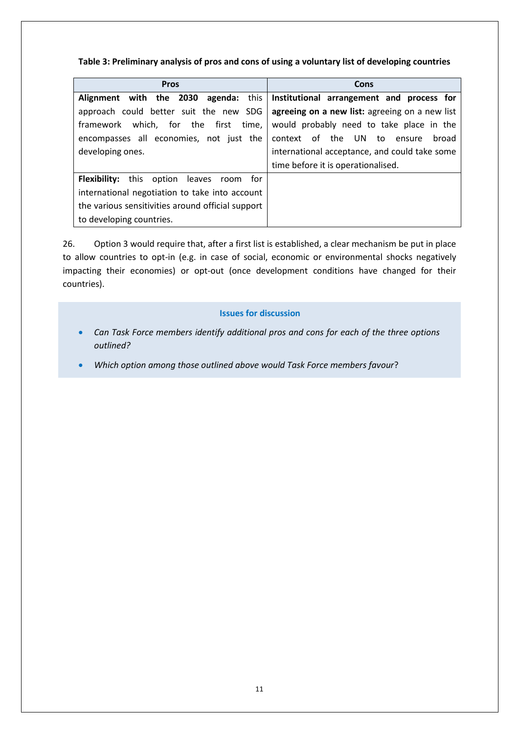**Table 3: Preliminary analysis of pros and cons of using a voluntary list of developing countries**

| Pros | Cons |
|---|---|
| **Alignment with the 2030 agenda:** this approach could better suit the new SDG framework which, for the first time, encompasses all economies, not just the developing ones. | **Institutional arrangement and process for agreeing on a new list:** agreeing on a new list would probably need to take place in the context of the UN to ensure broad international acceptance, and could take some time before it is operationalised. |
| **Flexibility:** this option leaves room for international negotiation to take into account the various sensitivities around official support to developing countries. | |

26. Option 3 would require that, after a first list is established, a clear mechanism be put in place to allow countries to opt-in (e.g. in case of social, economic or environmental shocks negatively impacting their economies) or opt-out (once development conditions have changed for their countries).

**Issues for discussion**

- *Can Task Force members identify additional pros and cons for each of the three options outlined?*
- *Which option among those outlined above would Task Force members favour*?